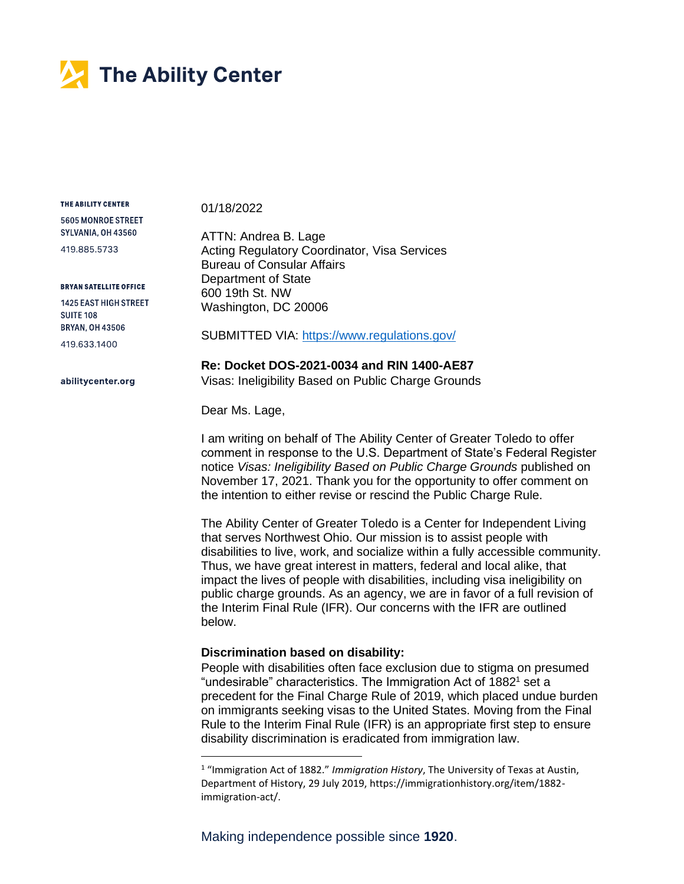# The Ability Center

**THE ABILITY CENTER**
5605 MONROE STREET
SYLVANIA, OH 43560
419.885.5733

**BRYAN SATELLITE OFFICE**
1425 EAST HIGH STREET
SUITE 108
BRYAN, OH 43506
419.633.1400

**abilitycenter.org**

01/18/2022

ATTN: Andrea B. Lage
Acting Regulatory Coordinator, Visa Services
Bureau of Consular Affairs
Department of State
600 19th St. NW
Washington, DC 20006

SUBMITTED VIA: [https://www.regulations.gov/](https://www.regulations.gov/)

**Re: Docket DOS-2021-0034 and RIN 1400-AE87**
Visas: Ineligibility Based on Public Charge Grounds

Dear Ms. Lage,

I am writing on behalf of The Ability Center of Greater Toledo to offer comment in response to the U.S. Department of State's Federal Register notice *Visas: Ineligibility Based on Public Charge Grounds* published on November 17, 2021. Thank you for the opportunity to offer comment on the intention to either revise or rescind the Public Charge Rule.

The Ability Center of Greater Toledo is a Center for Independent Living that serves Northwest Ohio. Our mission is to assist people with disabilities to live, work, and socialize within a fully accessible community. Thus, we have great interest in matters, federal and local alike, that impact the lives of people with disabilities, including visa ineligibility on public charge grounds. As an agency, we are in favor of a full revision of the Interim Final Rule (IFR). Our concerns with the IFR are outlined below.

**Discrimination based on disability:**
People with disabilities often face exclusion due to stigma on presumed "undesirable" characteristics. The Immigration Act of 1882[1] set a precedent for the Final Charge Rule of 2019, which placed undue burden on immigrants seeking visas to the United States. Moving from the Final Rule to the Interim Final Rule (IFR) is an appropriate first step to ensure disability discrimination is eradicated from immigration law.

---

[1] "Immigration Act of 1882." *Immigration History*, The University of Texas at Austin, Department of History, 29 July 2019, https://immigrationhistory.org/item/1882-immigration-act/.

Making independence possible since **1920**.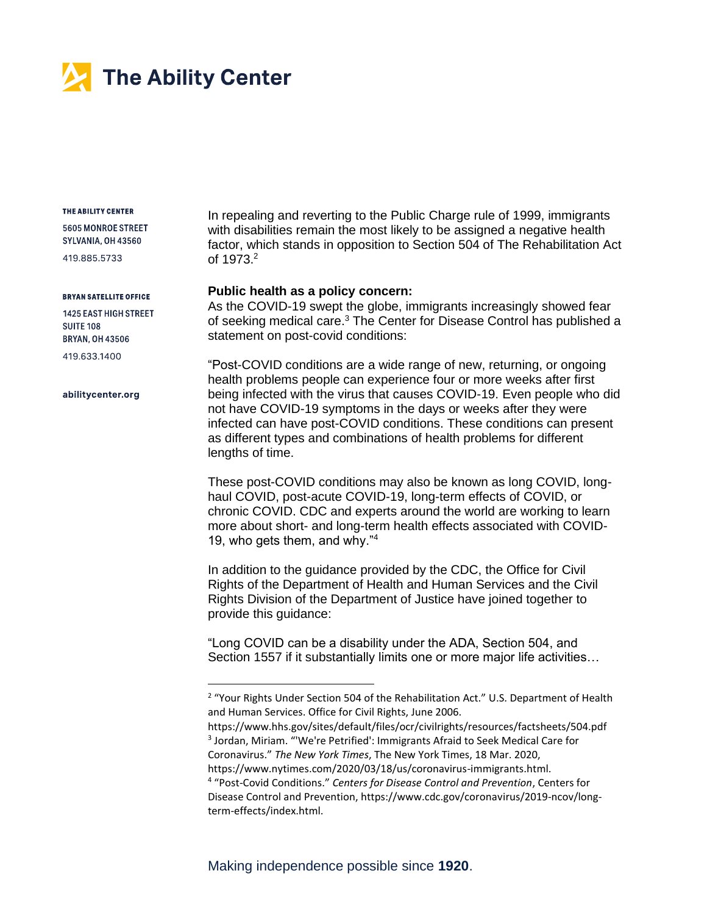In repealing and reverting to the Public Charge rule of 1999, immigrants with disabilities remain the most likely to be assigned a negative health factor, which stands in opposition to Section 504 of The Rehabilitation Act of 1973.[2]

**Public health as a policy concern:**

As the COVID-19 swept the globe, immigrants increasingly showed fear of seeking medical care.[3] The Center for Disease Control has published a statement on post-covid conditions:

"Post-COVID conditions are a wide range of new, returning, or ongoing health problems people can experience four or more weeks after first being infected with the virus that causes COVID-19. Even people who did not have COVID-19 symptoms in the days or weeks after they were infected can have post-COVID conditions. These conditions can present as different types and combinations of health problems for different lengths of time.

These post-COVID conditions may also be known as long COVID, long-haul COVID, post-acute COVID-19, long-term effects of COVID, or chronic COVID. CDC and experts around the world are working to learn more about short- and long-term health effects associated with COVID-19, who gets them, and why."[4]

In addition to the guidance provided by the CDC, the Office for Civil Rights of the Department of Health and Human Services and the Civil Rights Division of the Department of Justice have joined together to provide this guidance:

"Long COVID can be a disability under the ADA, Section 504, and Section 1557 if it substantially limits one or more major life activities…

---

[2] "Your Rights Under Section 504 of the Rehabilitation Act." U.S. Department of Health and Human Services. Office for Civil Rights, June 2006. https://www.hhs.gov/sites/default/files/ocr/civilrights/resources/factsheets/504.pdf

[3] Jordan, Miriam. "'We're Petrified': Immigrants Afraid to Seek Medical Care for Coronavirus." *The New York Times*, The New York Times, 18 Mar. 2020, https://www.nytimes.com/2020/03/18/us/coronavirus-immigrants.html.

[4] "Post-Covid Conditions." *Centers for Disease Control and Prevention*, Centers for Disease Control and Prevention, https://www.cdc.gov/coronavirus/2019-ncov/long-term-effects/index.html.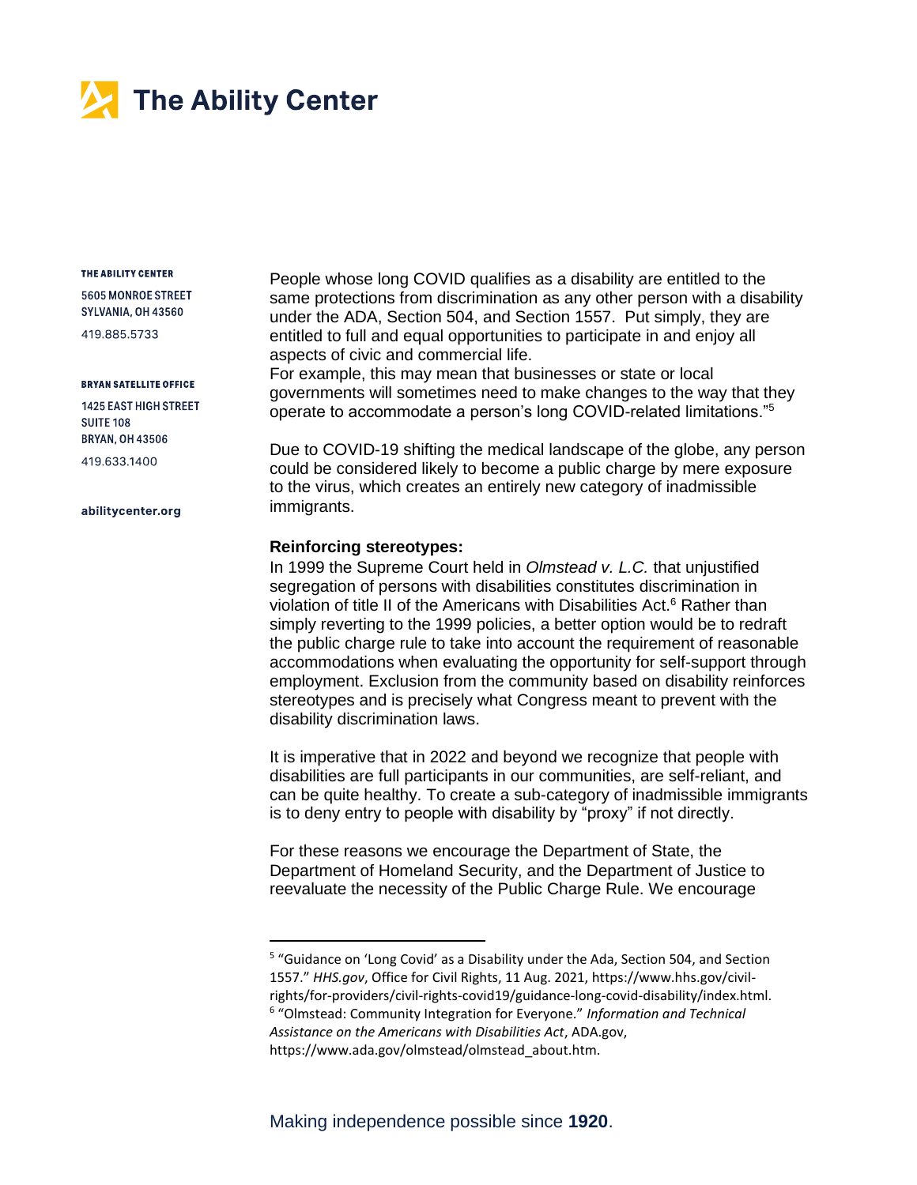People whose long COVID qualifies as a disability are entitled to the same protections from discrimination as any other person with a disability under the ADA, Section 504, and Section 1557. Put simply, they are entitled to full and equal opportunities to participate in and enjoy all aspects of civic and commercial life.
For example, this may mean that businesses or state or local governments will sometimes need to make changes to the way that they operate to accommodate a person's long COVID-related limitations."[5]

Due to COVID-19 shifting the medical landscape of the globe, any person could be considered likely to become a public charge by mere exposure to the virus, which creates an entirely new category of inadmissible immigrants.

**Reinforcing stereotypes:**
In 1999 the Supreme Court held in *Olmstead v. L.C.* that unjustified segregation of persons with disabilities constitutes discrimination in violation of title II of the Americans with Disabilities Act.[6] Rather than simply reverting to the 1999 policies, a better option would be to redraft the public charge rule to take into account the requirement of reasonable accommodations when evaluating the opportunity for self-support through employment. Exclusion from the community based on disability reinforces stereotypes and is precisely what Congress meant to prevent with the disability discrimination laws.

It is imperative that in 2022 and beyond we recognize that people with disabilities are full participants in our communities, are self-reliant, and can be quite healthy. To create a sub-category of inadmissible immigrants is to deny entry to people with disability by "proxy" if not directly.

For these reasons we encourage the Department of State, the Department of Homeland Security, and the Department of Justice to reevaluate the necessity of the Public Charge Rule. We encourage

---

[5] "Guidance on 'Long Covid' as a Disability under the Ada, Section 504, and Section 1557." *HHS.gov*, Office for Civil Rights, 11 Aug. 2021, https://www.hhs.gov/civil-rights/for-providers/civil-rights-covid19/guidance-long-covid-disability/index.html.

[6] "Olmstead: Community Integration for Everyone." *Information and Technical Assistance on the Americans with Disabilities Act*, ADA.gov, https://www.ada.gov/olmstead/olmstead_about.htm.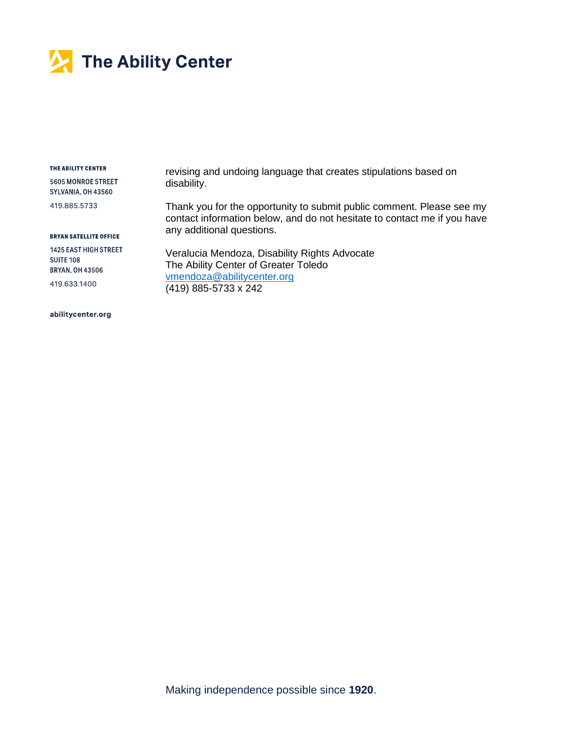# The Ability Center

**THE ABILITY CENTER**
5605 MONROE STREET
SYLVANIA, OH 43560
419.885.5733

**BRYAN SATELLITE OFFICE**
1425 EAST HIGH STREET
SUITE 108
BRYAN, OH 43506
419.633.1400

**abilitycenter.org**

revising and undoing language that creates stipulations based on disability.

Thank you for the opportunity to submit public comment. Please see my contact information below, and do not hesitate to contact me if you have any additional questions.

Veralucia Mendoza, Disability Rights Advocate
The Ability Center of Greater Toledo
vmendoza@abilitycenter.org
(419) 885-5733 x 242

Making independence possible since **1920**.